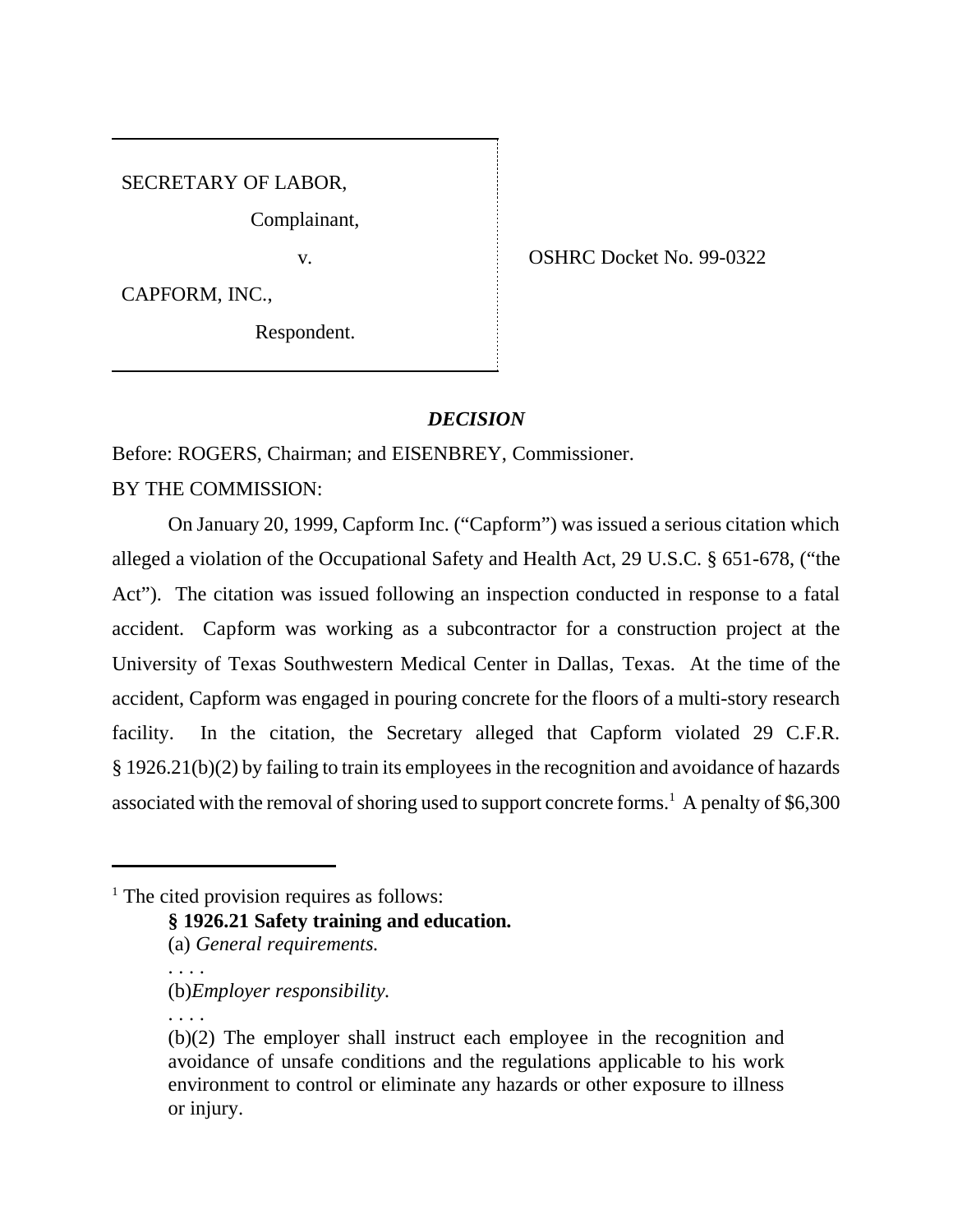SECRETARY OF LABOR,

Complainant,

v.

CAPFORM, INC.,

Respondent.

OSHRC Docket No. 99-0322

## *DECISION*

Before: ROGERS, Chairman; and EISENBREY, Commissioner.

BY THE COMMISSION:

On January 20, 1999, Capform Inc. ("Capform") was issued a serious citation which alleged a violation of the Occupational Safety and Health Act, 29 U.S.C. § 651-678, ("the Act"). The citation was issued following an inspection conducted in response to a fatal accident. Capform was working as a subcontractor for a construction project at the University of Texas Southwestern Medical Center in Dallas, Texas. At the time of the accident, Capform was engaged in pouring concrete for the floors of a multi-story research facility. In the citation, the Secretary alleged that Capform violated 29 C.F.R. § 1926.21(b)(2) by failing to train its employees in the recognition and avoidance of hazards associated with the removal of shoring used to support concrete forms.[1] A penalty of $6,300

---

[1] The cited provision requires as follows:

> **§ 1926.21 Safety training and education.**
>
> (a) *General requirements.*
>
> . . . .
>
> (b)*Employer responsibility.*
>
> . . . .
>
> (b)(2) The employer shall instruct each employee in the recognition and avoidance of unsafe conditions and the regulations applicable to his work environment to control or eliminate any hazards or other exposure to illness or injury.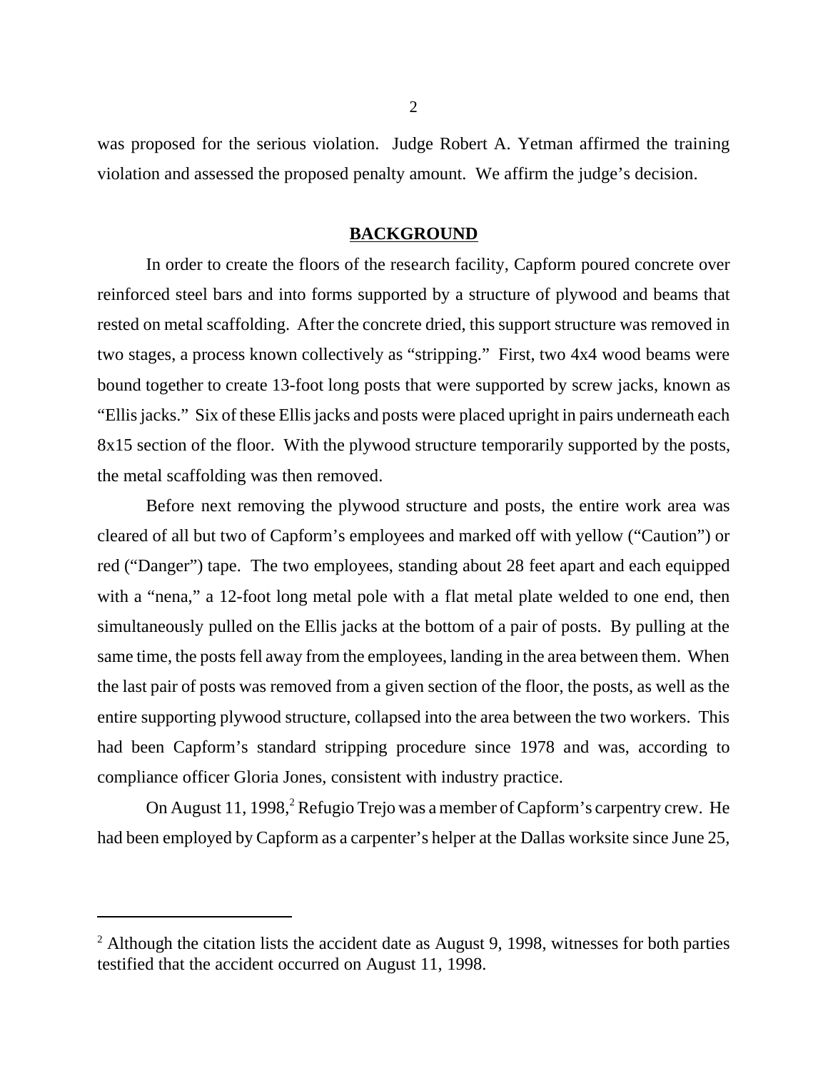was proposed for the serious violation. Judge Robert A. Yetman affirmed the training violation and assessed the proposed penalty amount. We affirm the judge's decision.

## BACKGROUND

In order to create the floors of the research facility, Capform poured concrete over reinforced steel bars and into forms supported by a structure of plywood and beams that rested on metal scaffolding. After the concrete dried, this support structure was removed in two stages, a process known collectively as "stripping." First, two 4x4 wood beams were bound together to create 13-foot long posts that were supported by screw jacks, known as "Ellis jacks." Six of these Ellis jacks and posts were placed upright in pairs underneath each 8x15 section of the floor. With the plywood structure temporarily supported by the posts, the metal scaffolding was then removed.

Before next removing the plywood structure and posts, the entire work area was cleared of all but two of Capform's employees and marked off with yellow ("Caution") or red ("Danger") tape. The two employees, standing about 28 feet apart and each equipped with a "nena," a 12-foot long metal pole with a flat metal plate welded to one end, then simultaneously pulled on the Ellis jacks at the bottom of a pair of posts. By pulling at the same time, the posts fell away from the employees, landing in the area between them. When the last pair of posts was removed from a given section of the floor, the posts, as well as the entire supporting plywood structure, collapsed into the area between the two workers. This had been Capform's standard stripping procedure since 1978 and was, according to compliance officer Gloria Jones, consistent with industry practice.

On August 11, 1998,[2] Refugio Trejo was a member of Capform's carpentry crew. He had been employed by Capform as a carpenter's helper at the Dallas worksite since June 25,

---

[2] Although the citation lists the accident date as August 9, 1998, witnesses for both parties testified that the accident occurred on August 11, 1998.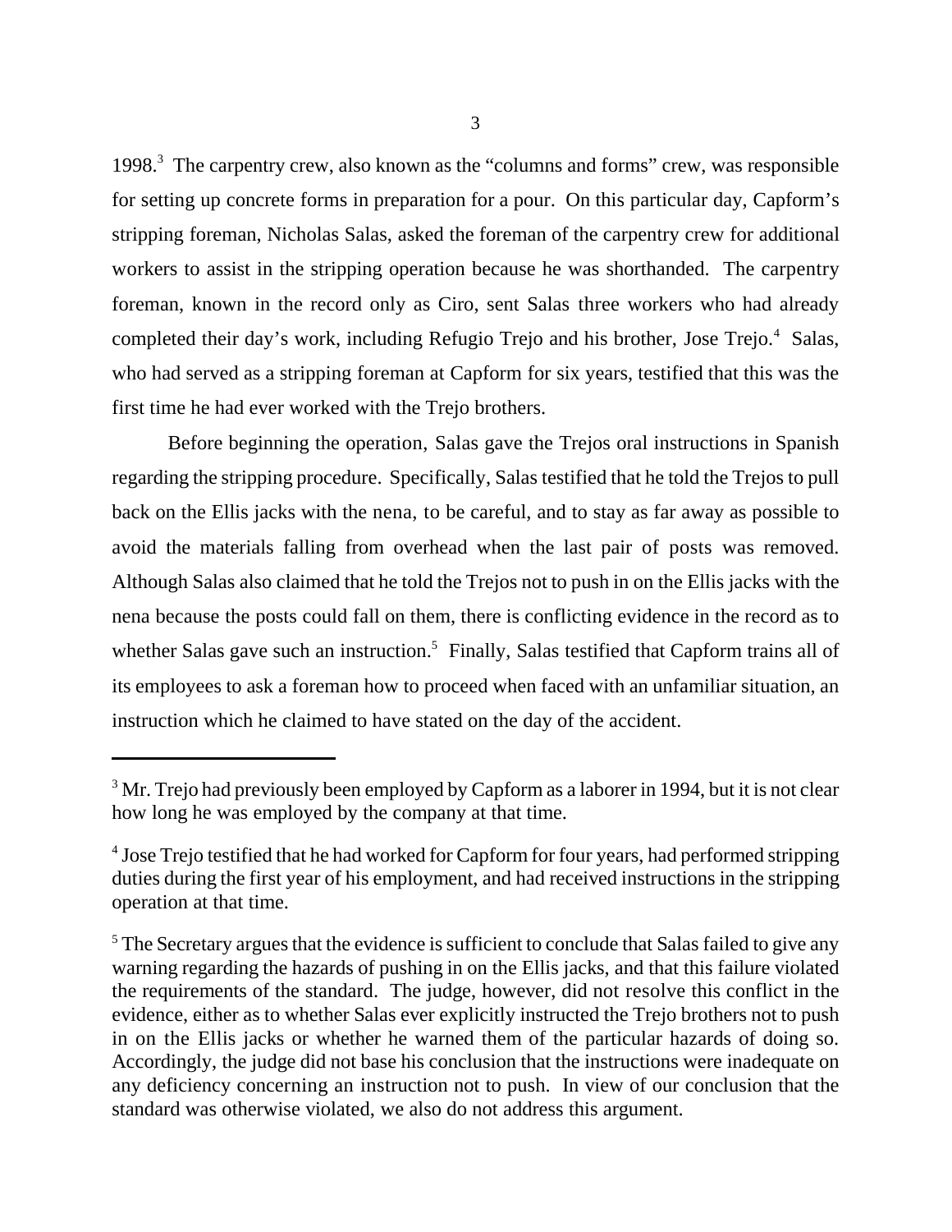1998.[3] The carpentry crew, also known as the "columns and forms" crew, was responsible for setting up concrete forms in preparation for a pour. On this particular day, Capform's stripping foreman, Nicholas Salas, asked the foreman of the carpentry crew for additional workers to assist in the stripping operation because he was shorthanded. The carpentry foreman, known in the record only as Ciro, sent Salas three workers who had already completed their day's work, including Refugio Trejo and his brother, Jose Trejo.[4] Salas, who had served as a stripping foreman at Capform for six years, testified that this was the first time he had ever worked with the Trejo brothers.

Before beginning the operation, Salas gave the Trejos oral instructions in Spanish regarding the stripping procedure. Specifically, Salas testified that he told the Trejos to pull back on the Ellis jacks with the nena, to be careful, and to stay as far away as possible to avoid the materials falling from overhead when the last pair of posts was removed. Although Salas also claimed that he told the Trejos not to push in on the Ellis jacks with the nena because the posts could fall on them, there is conflicting evidence in the record as to whether Salas gave such an instruction.[5] Finally, Salas testified that Capform trains all of its employees to ask a foreman how to proceed when faced with an unfamiliar situation, an instruction which he claimed to have stated on the day of the accident.

---

[3] Mr. Trejo had previously been employed by Capform as a laborer in 1994, but it is not clear how long he was employed by the company at that time.

[4] Jose Trejo testified that he had worked for Capform for four years, had performed stripping duties during the first year of his employment, and had received instructions in the stripping operation at that time.

[5] The Secretary argues that the evidence is sufficient to conclude that Salas failed to give any warning regarding the hazards of pushing in on the Ellis jacks, and that this failure violated the requirements of the standard. The judge, however, did not resolve this conflict in the evidence, either as to whether Salas ever explicitly instructed the Trejo brothers not to push in on the Ellis jacks or whether he warned them of the particular hazards of doing so. Accordingly, the judge did not base his conclusion that the instructions were inadequate on any deficiency concerning an instruction not to push. In view of our conclusion that the standard was otherwise violated, we also do not address this argument.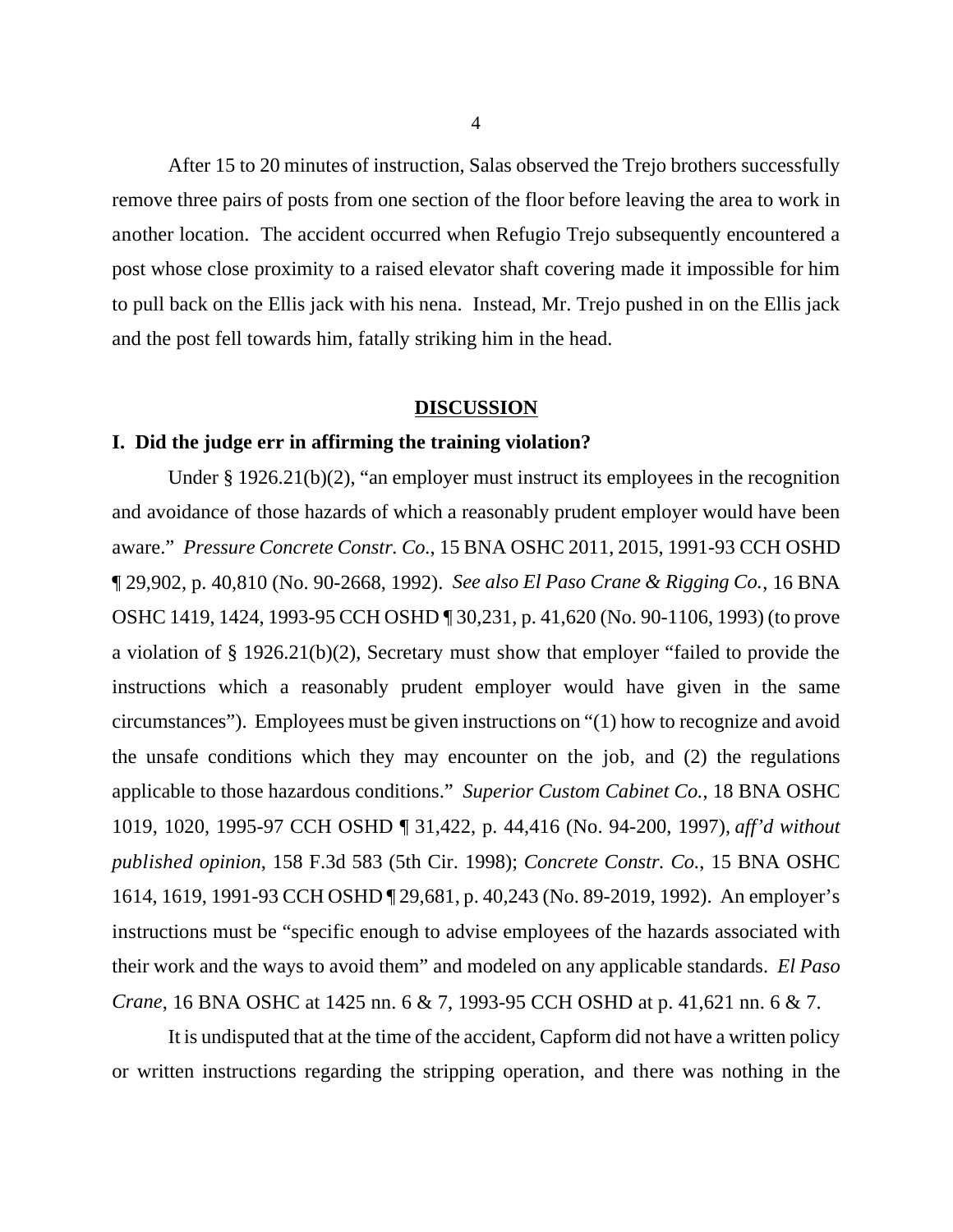After 15 to 20 minutes of instruction, Salas observed the Trejo brothers successfully remove three pairs of posts from one section of the floor before leaving the area to work in another location. The accident occurred when Refugio Trejo subsequently encountered a post whose close proximity to a raised elevator shaft covering made it impossible for him to pull back on the Ellis jack with his nena. Instead, Mr. Trejo pushed in on the Ellis jack and the post fell towards him, fatally striking him in the head.

## DISCUSSION

### I. Did the judge err in affirming the training violation?

Under § 1926.21(b)(2), "an employer must instruct its employees in the recognition and avoidance of those hazards of which a reasonably prudent employer would have been aware." *Pressure Concrete Constr. Co.*, 15 BNA OSHC 2011, 2015, 1991-93 CCH OSHD ¶ 29,902, p. 40,810 (No. 90-2668, 1992). *See also El Paso Crane & Rigging Co.*, 16 BNA OSHC 1419, 1424, 1993-95 CCH OSHD ¶ 30,231, p. 41,620 (No. 90-1106, 1993) (to prove a violation of § 1926.21(b)(2), Secretary must show that employer "failed to provide the instructions which a reasonably prudent employer would have given in the same circumstances"). Employees must be given instructions on "(1) how to recognize and avoid the unsafe conditions which they may encounter on the job, and (2) the regulations applicable to those hazardous conditions." *Superior Custom Cabinet Co.*, 18 BNA OSHC 1019, 1020, 1995-97 CCH OSHD ¶ 31,422, p. 44,416 (No. 94-200, 1997), *aff'd without published opinion*, 158 F.3d 583 (5th Cir. 1998); *Concrete Constr. Co.*, 15 BNA OSHC 1614, 1619, 1991-93 CCH OSHD ¶ 29,681, p. 40,243 (No. 89-2019, 1992). An employer's instructions must be "specific enough to advise employees of the hazards associated with their work and the ways to avoid them" and modeled on any applicable standards. *El Paso Crane*, 16 BNA OSHC at 1425 nn. 6 & 7, 1993-95 CCH OSHD at p. 41,621 nn. 6 & 7.

It is undisputed that at the time of the accident, Capform did not have a written policy or written instructions regarding the stripping operation, and there was nothing in the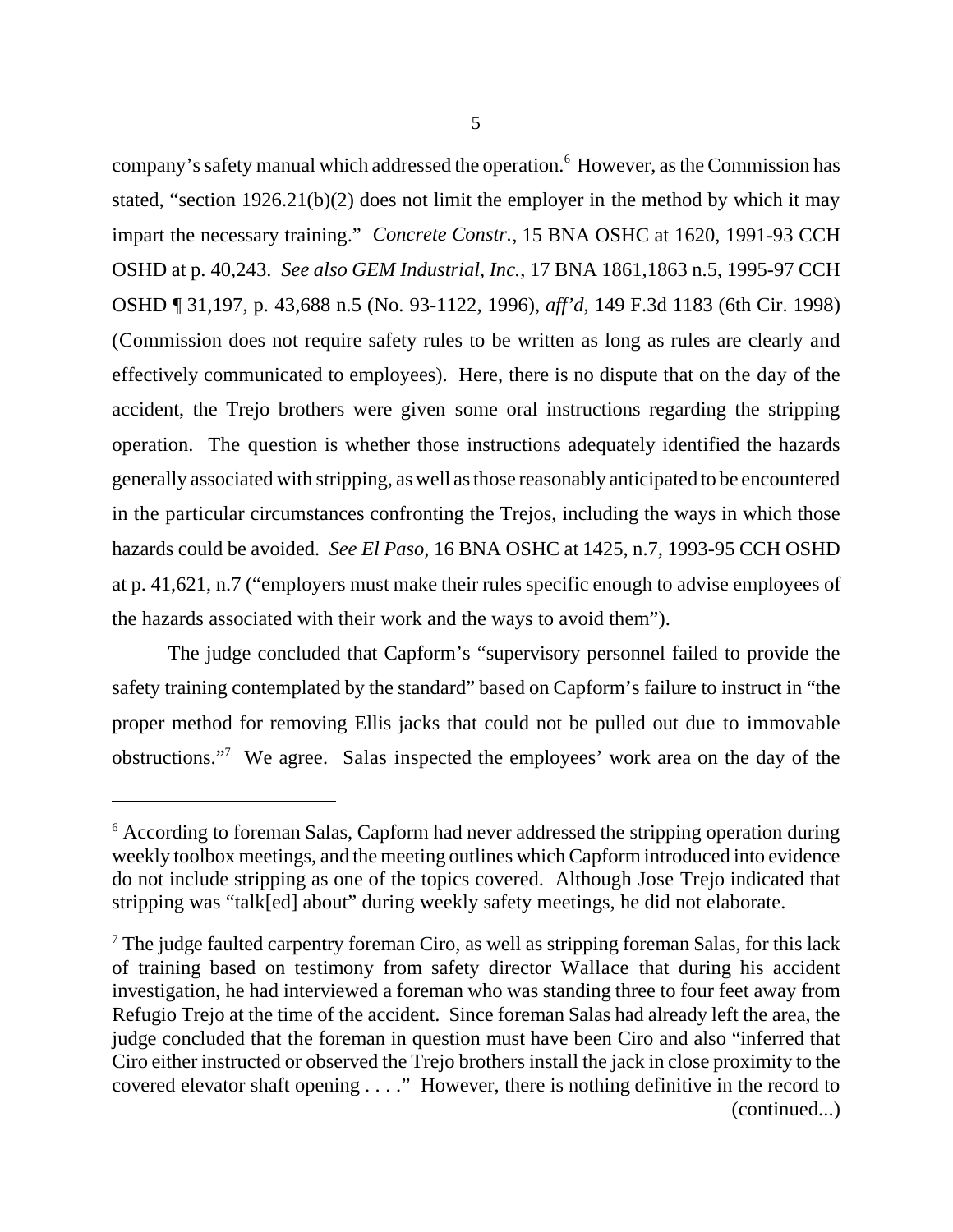company's safety manual which addressed the operation.[6] However, as the Commission has stated, "section 1926.21(b)(2) does not limit the employer in the method by which it may impart the necessary training." *Concrete Constr.*, 15 BNA OSHC at 1620, 1991-93 CCH OSHD at p. 40,243. *See also GEM Industrial, Inc.*, 17 BNA 1861,1863 n.5, 1995-97 CCH OSHD ¶ 31,197, p. 43,688 n.5 (No. 93-1122, 1996), *aff'd*, 149 F.3d 1183 (6th Cir. 1998) (Commission does not require safety rules to be written as long as rules are clearly and effectively communicated to employees). Here, there is no dispute that on the day of the accident, the Trejo brothers were given some oral instructions regarding the stripping operation. The question is whether those instructions adequately identified the hazards generally associated with stripping, as well as those reasonably anticipated to be encountered in the particular circumstances confronting the Trejos, including the ways in which those hazards could be avoided. *See El Paso*, 16 BNA OSHC at 1425, n.7, 1993-95 CCH OSHD at p. 41,621, n.7 ("employers must make their rules specific enough to advise employees of the hazards associated with their work and the ways to avoid them").

The judge concluded that Capform's "supervisory personnel failed to provide the safety training contemplated by the standard" based on Capform's failure to instruct in "the proper method for removing Ellis jacks that could not be pulled out due to immovable obstructions."[7] We agree. Salas inspected the employees' work area on the day of the

---

[6] According to foreman Salas, Capform had never addressed the stripping operation during weekly toolbox meetings, and the meeting outlines which Capform introduced into evidence do not include stripping as one of the topics covered. Although Jose Trejo indicated that stripping was "talk[ed] about" during weekly safety meetings, he did not elaborate.

[7] The judge faulted carpentry foreman Ciro, as well as stripping foreman Salas, for this lack of training based on testimony from safety director Wallace that during his accident investigation, he had interviewed a foreman who was standing three to four feet away from Refugio Trejo at the time of the accident. Since foreman Salas had already left the area, the judge concluded that the foreman in question must have been Ciro and also "inferred that Ciro either instructed or observed the Trejo brothers install the jack in close proximity to the covered elevator shaft opening . . . ." However, there is nothing definitive in the record to (continued...)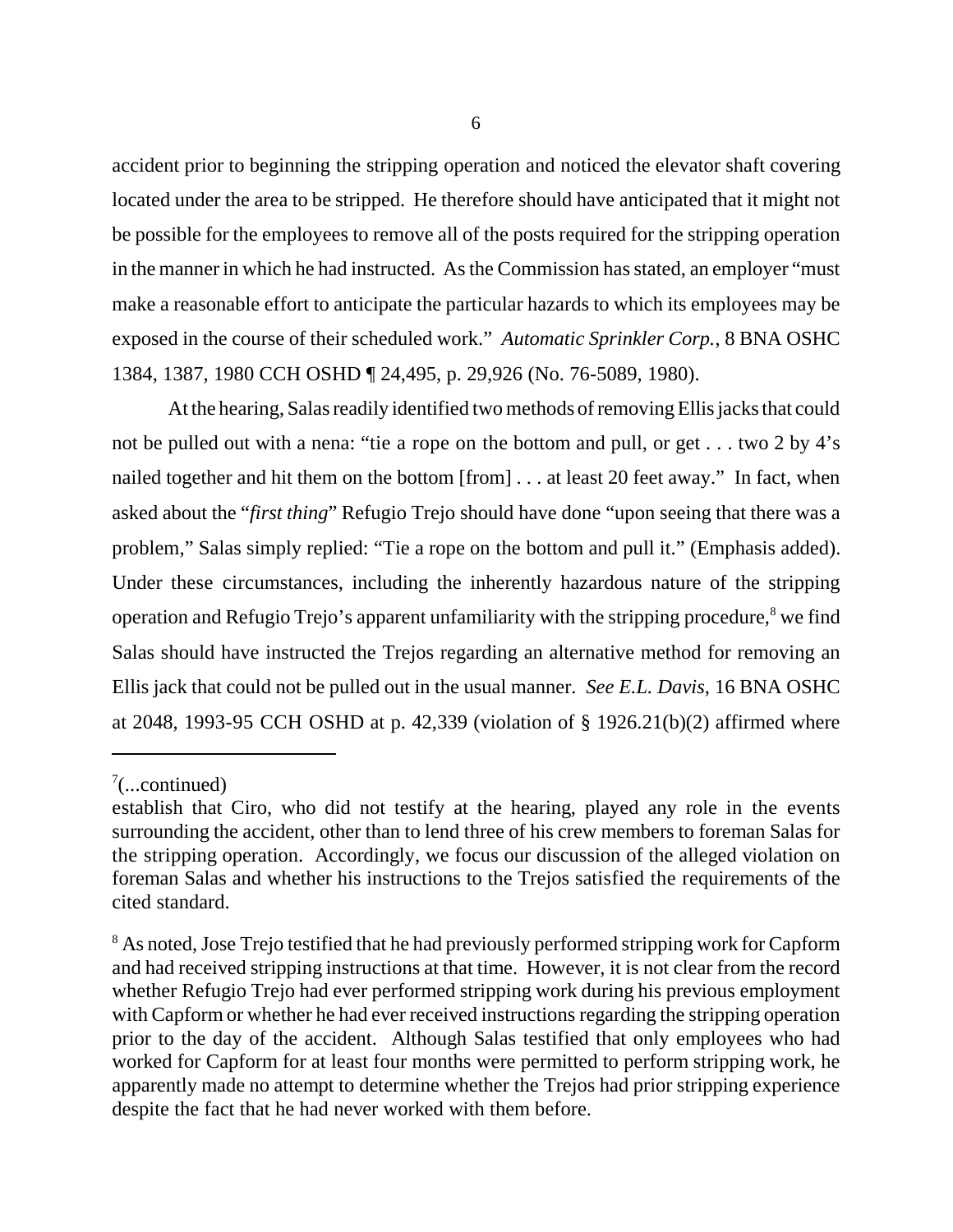accident prior to beginning the stripping operation and noticed the elevator shaft covering located under the area to be stripped. He therefore should have anticipated that it might not be possible for the employees to remove all of the posts required for the stripping operation in the manner in which he had instructed. As the Commission has stated, an employer "must make a reasonable effort to anticipate the particular hazards to which its employees may be exposed in the course of their scheduled work." *Automatic Sprinkler Corp.*, 8 BNA OSHC 1384, 1387, 1980 CCH OSHD ¶ 24,495, p. 29,926 (No. 76-5089, 1980).

At the hearing, Salas readily identified two methods of removing Ellis jacks that could not be pulled out with a nena: "tie a rope on the bottom and pull, or get . . . two 2 by 4's nailed together and hit them on the bottom [from] . . . at least 20 feet away." In fact, when asked about the "*first thing*" Refugio Trejo should have done "upon seeing that there was a problem," Salas simply replied: "Tie a rope on the bottom and pull it." (Emphasis added). Under these circumstances, including the inherently hazardous nature of the stripping operation and Refugio Trejo's apparent unfamiliarity with the stripping procedure,[8] we find Salas should have instructed the Trejos regarding an alternative method for removing an Ellis jack that could not be pulled out in the usual manner. *See E.L. Davis*, 16 BNA OSHC at 2048, 1993-95 CCH OSHD at p. 42,339 (violation of § 1926.21(b)(2) affirmed where

---

[7](...continued)
establish that Ciro, who did not testify at the hearing, played any role in the events surrounding the accident, other than to lend three of his crew members to foreman Salas for the stripping operation. Accordingly, we focus our discussion of the alleged violation on foreman Salas and whether his instructions to the Trejos satisfied the requirements of the cited standard.

[8] As noted, Jose Trejo testified that he had previously performed stripping work for Capform and had received stripping instructions at that time. However, it is not clear from the record whether Refugio Trejo had ever performed stripping work during his previous employment with Capform or whether he had ever received instructions regarding the stripping operation prior to the day of the accident. Although Salas testified that only employees who had worked for Capform for at least four months were permitted to perform stripping work, he apparently made no attempt to determine whether the Trejos had prior stripping experience despite the fact that he had never worked with them before.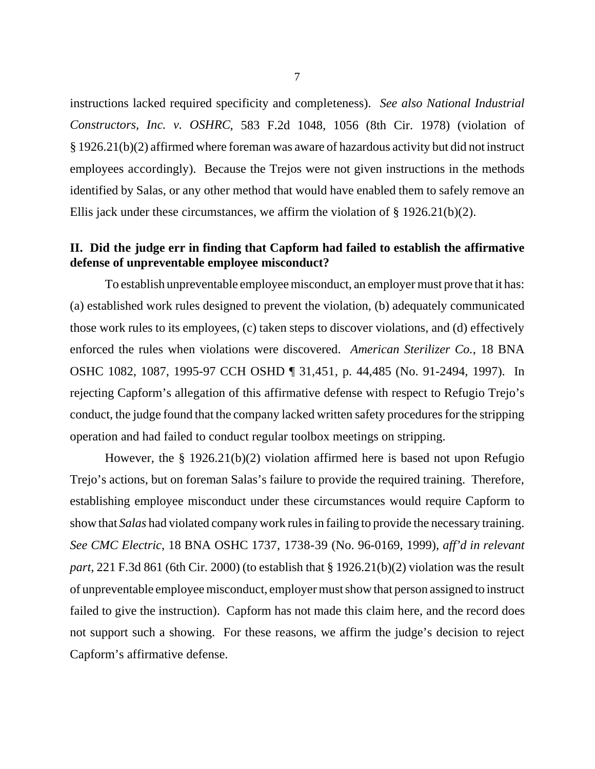instructions lacked required specificity and completeness). *See also National Industrial Constructors, Inc. v. OSHRC*, 583 F.2d 1048, 1056 (8th Cir. 1978) (violation of § 1926.21(b)(2) affirmed where foreman was aware of hazardous activity but did not instruct employees accordingly). Because the Trejos were not given instructions in the methods identified by Salas, or any other method that would have enabled them to safely remove an Ellis jack under these circumstances, we affirm the violation of § 1926.21(b)(2).

## II. Did the judge err in finding that Capform had failed to establish the affirmative defense of unpreventable employee misconduct?

To establish unpreventable employee misconduct, an employer must prove that it has: (a) established work rules designed to prevent the violation, (b) adequately communicated those work rules to its employees, (c) taken steps to discover violations, and (d) effectively enforced the rules when violations were discovered. *American Sterilizer Co.*, 18 BNA OSHC 1082, 1087, 1995-97 CCH OSHD ¶ 31,451, p. 44,485 (No. 91-2494, 1997). In rejecting Capform's allegation of this affirmative defense with respect to Refugio Trejo's conduct, the judge found that the company lacked written safety procedures for the stripping operation and had failed to conduct regular toolbox meetings on stripping.

However, the § 1926.21(b)(2) violation affirmed here is based not upon Refugio Trejo's actions, but on foreman Salas's failure to provide the required training. Therefore, establishing employee misconduct under these circumstances would require Capform to show that *Salas* had violated company work rules in failing to provide the necessary training. *See CMC Electric*, 18 BNA OSHC 1737, 1738-39 (No. 96-0169, 1999), *aff'd in relevant part*, 221 F.3d 861 (6th Cir. 2000) (to establish that § 1926.21(b)(2) violation was the result of unpreventable employee misconduct, employer must show that person assigned to instruct failed to give the instruction). Capform has not made this claim here, and the record does not support such a showing. For these reasons, we affirm the judge's decision to reject Capform's affirmative defense.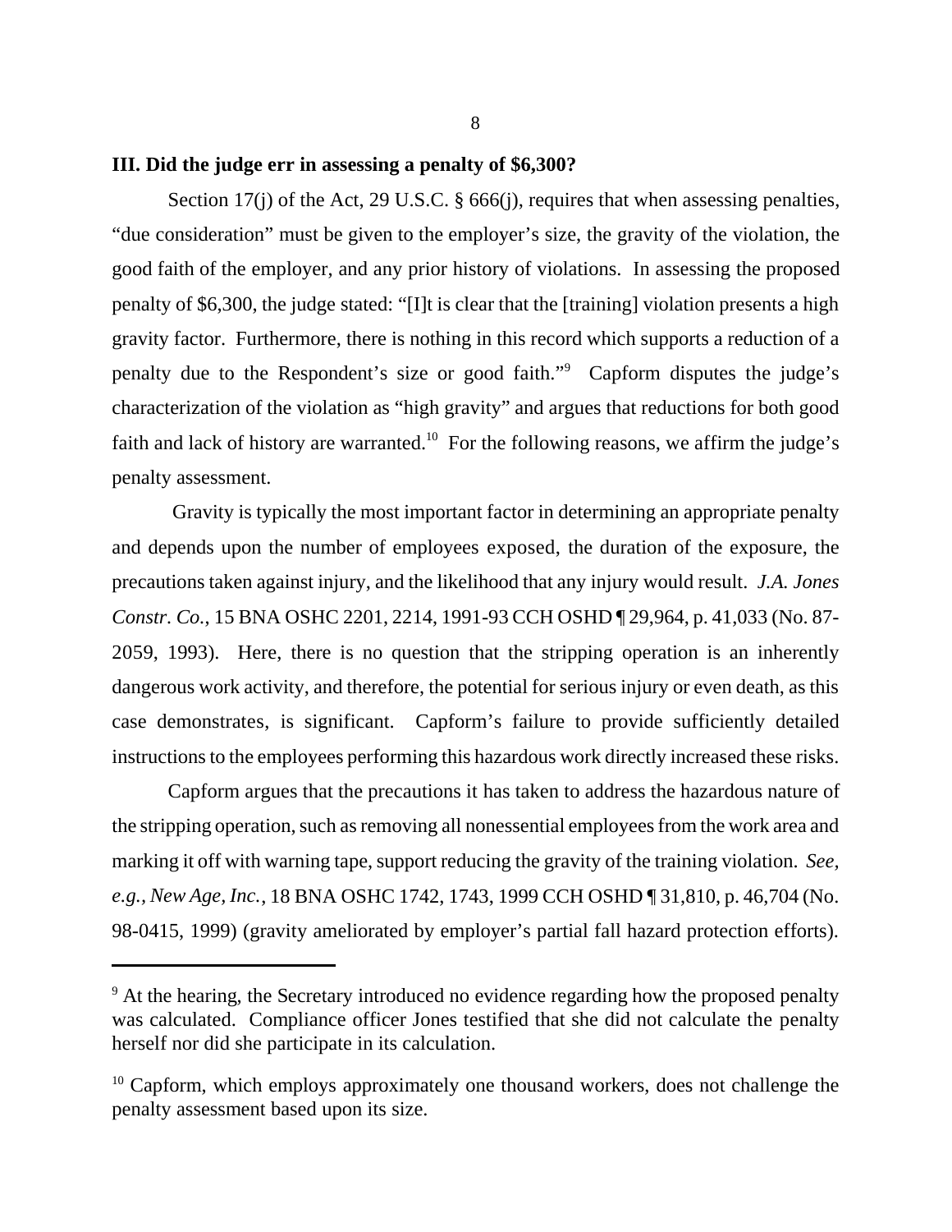**III. Did the judge err in assessing a penalty of $6,300?**

Section 17(j) of the Act, 29 U.S.C. § 666(j), requires that when assessing penalties, "due consideration" must be given to the employer's size, the gravity of the violation, the good faith of the employer, and any prior history of violations. In assessing the proposed penalty of $6,300, the judge stated: "[I]t is clear that the [training] violation presents a high gravity factor. Furthermore, there is nothing in this record which supports a reduction of a penalty due to the Respondent's size or good faith."[9] Capform disputes the judge's characterization of the violation as "high gravity" and argues that reductions for both good faith and lack of history are warranted.[10] For the following reasons, we affirm the judge's penalty assessment.

Gravity is typically the most important factor in determining an appropriate penalty and depends upon the number of employees exposed, the duration of the exposure, the precautions taken against injury, and the likelihood that any injury would result. *J.A. Jones Constr. Co.*, 15 BNA OSHC 2201, 2214, 1991-93 CCH OSHD ¶ 29,964, p. 41,033 (No. 87-2059, 1993). Here, there is no question that the stripping operation is an inherently dangerous work activity, and therefore, the potential for serious injury or even death, as this case demonstrates, is significant. Capform's failure to provide sufficiently detailed instructions to the employees performing this hazardous work directly increased these risks.

Capform argues that the precautions it has taken to address the hazardous nature of the stripping operation, such as removing all nonessential employees from the work area and marking it off with warning tape, support reducing the gravity of the training violation. *See, e.g., New Age, Inc.*, 18 BNA OSHC 1742, 1743, 1999 CCH OSHD ¶ 31,810, p. 46,704 (No. 98-0415, 1999) (gravity ameliorated by employer's partial fall hazard protection efforts).

---

[9] At the hearing, the Secretary introduced no evidence regarding how the proposed penalty was calculated. Compliance officer Jones testified that she did not calculate the penalty herself nor did she participate in its calculation.

[10] Capform, which employs approximately one thousand workers, does not challenge the penalty assessment based upon its size.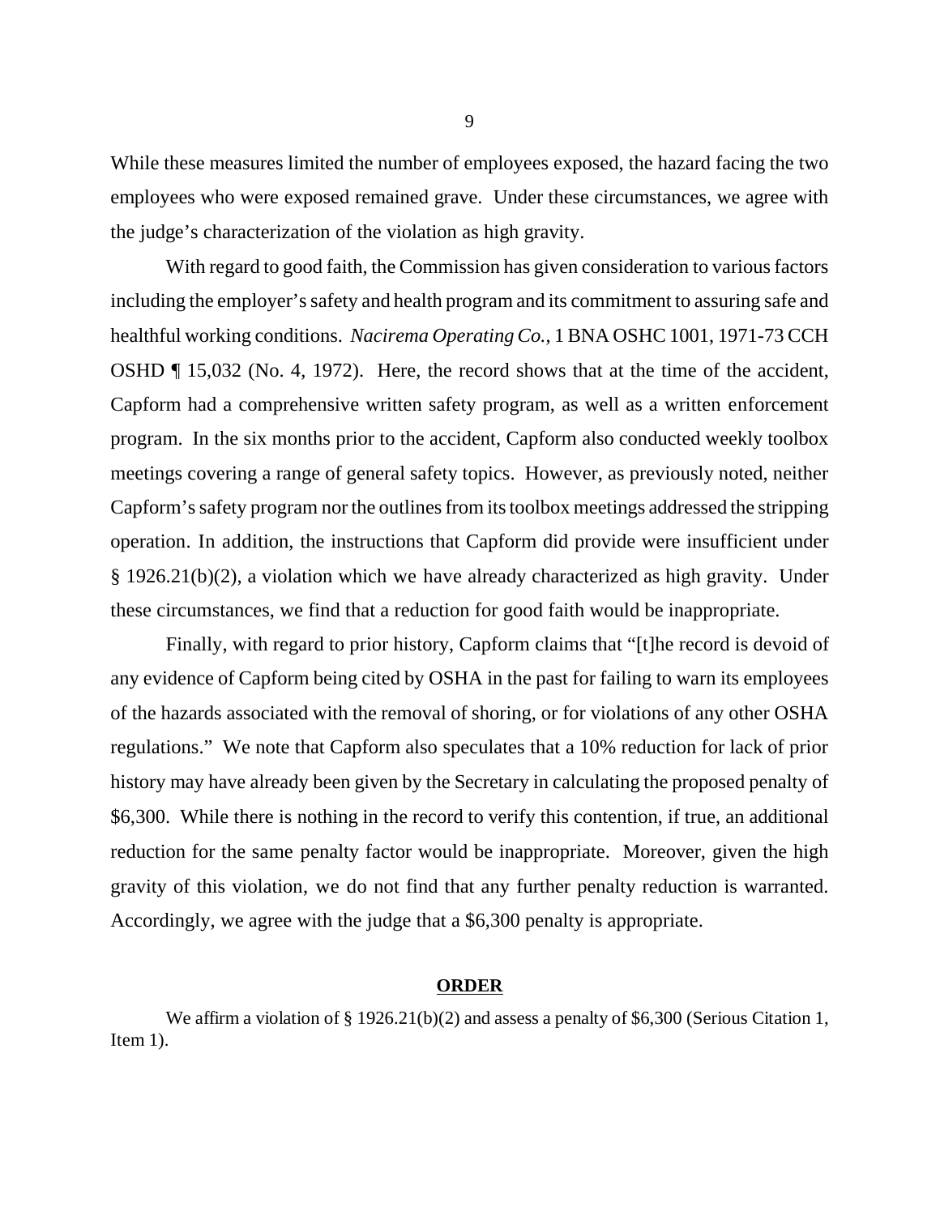While these measures limited the number of employees exposed, the hazard facing the two employees who were exposed remained grave. Under these circumstances, we agree with the judge's characterization of the violation as high gravity.

With regard to good faith, the Commission has given consideration to various factors including the employer's safety and health program and its commitment to assuring safe and healthful working conditions. *Nacirema Operating Co.*, 1 BNA OSHC 1001, 1971-73 CCH OSHD ¶ 15,032 (No. 4, 1972). Here, the record shows that at the time of the accident, Capform had a comprehensive written safety program, as well as a written enforcement program. In the six months prior to the accident, Capform also conducted weekly toolbox meetings covering a range of general safety topics. However, as previously noted, neither Capform's safety program nor the outlines from its toolbox meetings addressed the stripping operation. In addition, the instructions that Capform did provide were insufficient under § 1926.21(b)(2), a violation which we have already characterized as high gravity. Under these circumstances, we find that a reduction for good faith would be inappropriate.

Finally, with regard to prior history, Capform claims that "[t]he record is devoid of any evidence of Capform being cited by OSHA in the past for failing to warn its employees of the hazards associated with the removal of shoring, or for violations of any other OSHA regulations." We note that Capform also speculates that a 10% reduction for lack of prior history may have already been given by the Secretary in calculating the proposed penalty of \$6,300. While there is nothing in the record to verify this contention, if true, an additional reduction for the same penalty factor would be inappropriate. Moreover, given the high gravity of this violation, we do not find that any further penalty reduction is warranted. Accordingly, we agree with the judge that a \$6,300 penalty is appropriate.

## ORDER

We affirm a violation of § 1926.21(b)(2) and assess a penalty of \$6,300 (Serious Citation 1, Item 1).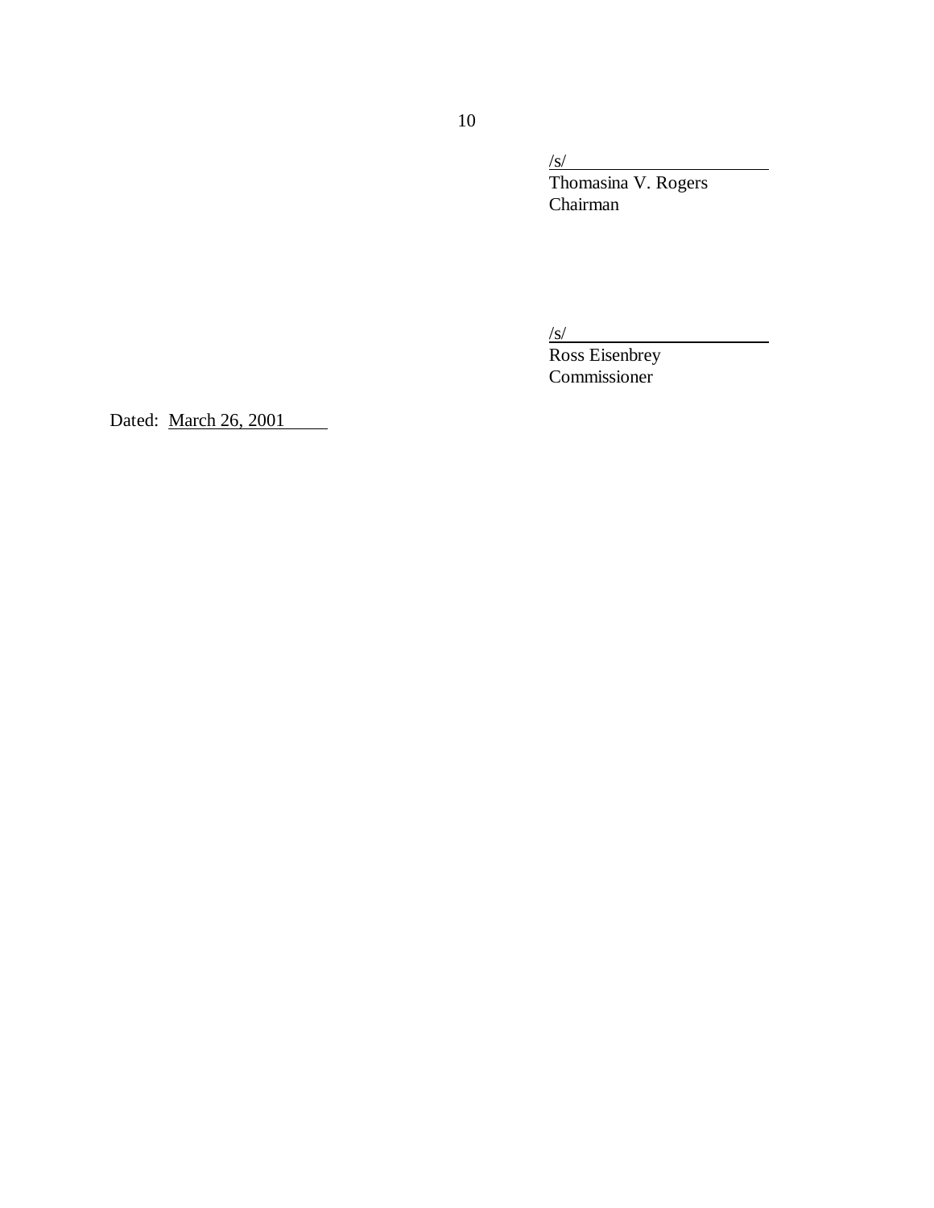/s/
Thomasina V. Rogers
Chairman

/s/
Ross Eisenbrey
Commissioner

Dated: March 26, 2001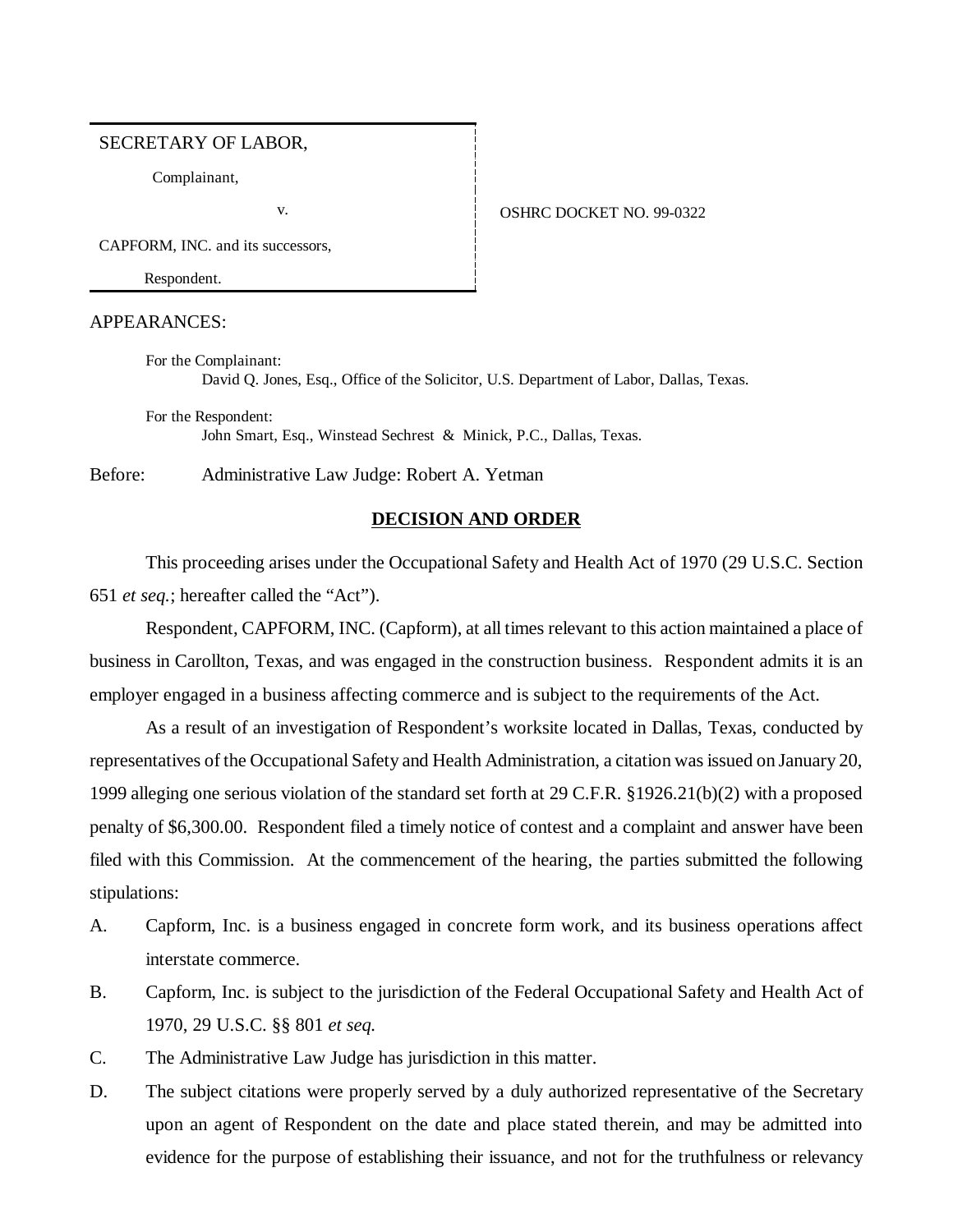SECRETARY OF LABOR,

Complainant,

v.

CAPFORM, INC. and its successors,

Respondent.

OSHRC DOCKET NO. 99-0322

APPEARANCES:

For the Complainant:
David Q. Jones, Esq., Office of the Solicitor, U.S. Department of Labor, Dallas, Texas.

For the Respondent:
John Smart, Esq., Winstead Sechrest & Minick, P.C., Dallas, Texas.

Before: Administrative Law Judge: Robert A. Yetman

## DECISION AND ORDER

This proceeding arises under the Occupational Safety and Health Act of 1970 (29 U.S.C. Section 651 *et seq.*; hereafter called the "Act").

Respondent, CAPFORM, INC. (Capform), at all times relevant to this action maintained a place of business in Carollton, Texas, and was engaged in the construction business. Respondent admits it is an employer engaged in a business affecting commerce and is subject to the requirements of the Act.

As a result of an investigation of Respondent's worksite located in Dallas, Texas, conducted by representatives of the Occupational Safety and Health Administration, a citation was issued on January 20, 1999 alleging one serious violation of the standard set forth at 29 C.F.R. §1926.21(b)(2) with a proposed penalty of $6,300.00. Respondent filed a timely notice of contest and a complaint and answer have been filed with this Commission. At the commencement of the hearing, the parties submitted the following stipulations:

A. Capform, Inc. is a business engaged in concrete form work, and its business operations affect interstate commerce.

B. Capform, Inc. is subject to the jurisdiction of the Federal Occupational Safety and Health Act of 1970, 29 U.S.C. §§ 801 *et seq.*

C. The Administrative Law Judge has jurisdiction in this matter.

D. The subject citations were properly served by a duly authorized representative of the Secretary upon an agent of Respondent on the date and place stated therein, and may be admitted into evidence for the purpose of establishing their issuance, and not for the truthfulness or relevancy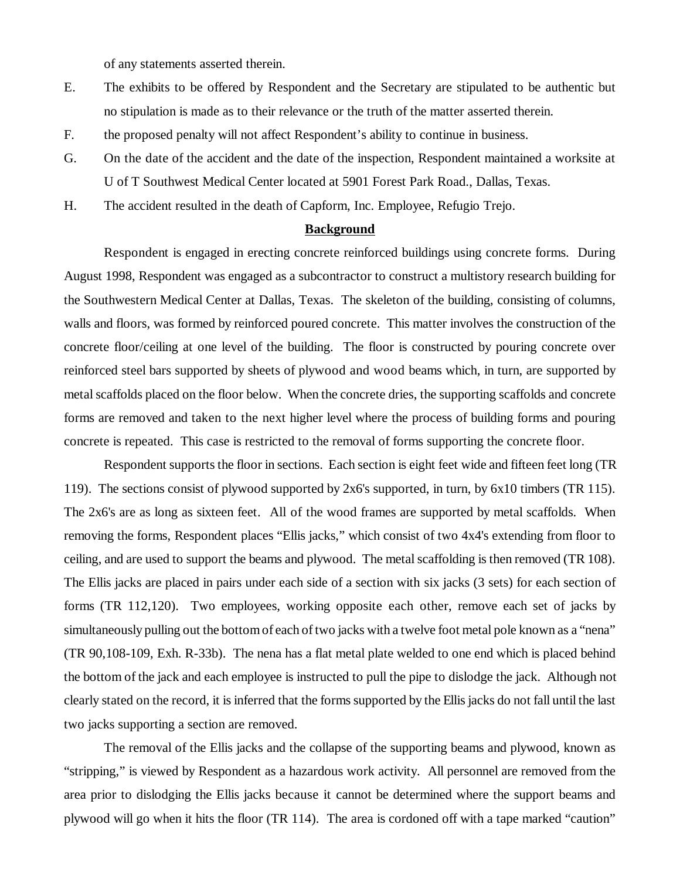of any statements asserted therein.

E. The exhibits to be offered by Respondent and the Secretary are stipulated to be authentic but no stipulation is made as to their relevance or the truth of the matter asserted therein.

F. the proposed penalty will not affect Respondent's ability to continue in business.

G. On the date of the accident and the date of the inspection, Respondent maintained a worksite at U of T Southwest Medical Center located at 5901 Forest Park Road., Dallas, Texas.

H. The accident resulted in the death of Capform, Inc. Employee, Refugio Trejo.

**Background**

Respondent is engaged in erecting concrete reinforced buildings using concrete forms. During August 1998, Respondent was engaged as a subcontractor to construct a multistory research building for the Southwestern Medical Center at Dallas, Texas. The skeleton of the building, consisting of columns, walls and floors, was formed by reinforced poured concrete. This matter involves the construction of the concrete floor/ceiling at one level of the building. The floor is constructed by pouring concrete over reinforced steel bars supported by sheets of plywood and wood beams which, in turn, are supported by metal scaffolds placed on the floor below. When the concrete dries, the supporting scaffolds and concrete forms are removed and taken to the next higher level where the process of building forms and pouring concrete is repeated. This case is restricted to the removal of forms supporting the concrete floor.

Respondent supports the floor in sections. Each section is eight feet wide and fifteen feet long (TR 119). The sections consist of plywood supported by 2x6's supported, in turn, by 6x10 timbers (TR 115). The 2x6's are as long as sixteen feet. All of the wood frames are supported by metal scaffolds. When removing the forms, Respondent places "Ellis jacks," which consist of two 4x4's extending from floor to ceiling, and are used to support the beams and plywood. The metal scaffolding is then removed (TR 108). The Ellis jacks are placed in pairs under each side of a section with six jacks (3 sets) for each section of forms (TR 112,120). Two employees, working opposite each other, remove each set of jacks by simultaneously pulling out the bottom of each of two jacks with a twelve foot metal pole known as a "nena" (TR 90,108-109, Exh. R-33b). The nena has a flat metal plate welded to one end which is placed behind the bottom of the jack and each employee is instructed to pull the pipe to dislodge the jack. Although not clearly stated on the record, it is inferred that the forms supported by the Ellis jacks do not fall until the last two jacks supporting a section are removed.

The removal of the Ellis jacks and the collapse of the supporting beams and plywood, known as "stripping," is viewed by Respondent as a hazardous work activity. All personnel are removed from the area prior to dislodging the Ellis jacks because it cannot be determined where the support beams and plywood will go when it hits the floor (TR 114). The area is cordoned off with a tape marked "caution"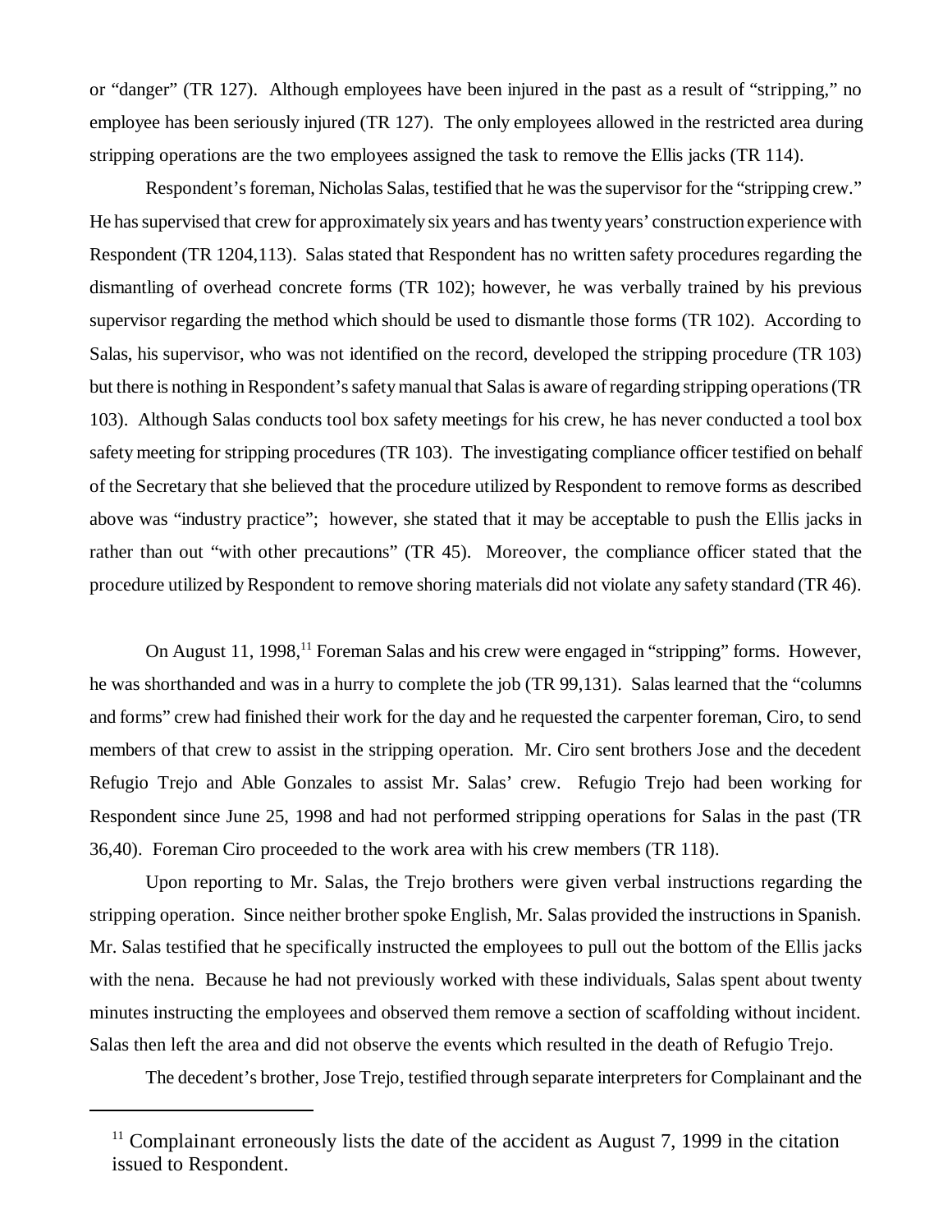or "danger" (TR 127). Although employees have been injured in the past as a result of "stripping," no employee has been seriously injured (TR 127). The only employees allowed in the restricted area during stripping operations are the two employees assigned the task to remove the Ellis jacks (TR 114).

Respondent's foreman, Nicholas Salas, testified that he was the supervisor for the "stripping crew." He has supervised that crew for approximately six years and has twenty years' construction experience with Respondent (TR 1204,113). Salas stated that Respondent has no written safety procedures regarding the dismantling of overhead concrete forms (TR 102); however, he was verbally trained by his previous supervisor regarding the method which should be used to dismantle those forms (TR 102). According to Salas, his supervisor, who was not identified on the record, developed the stripping procedure (TR 103) but there is nothing in Respondent's safety manual that Salas is aware of regarding stripping operations (TR 103). Although Salas conducts tool box safety meetings for his crew, he has never conducted a tool box safety meeting for stripping procedures (TR 103). The investigating compliance officer testified on behalf of the Secretary that she believed that the procedure utilized by Respondent to remove forms as described above was "industry practice"; however, she stated that it may be acceptable to push the Ellis jacks in rather than out "with other precautions" (TR 45). Moreover, the compliance officer stated that the procedure utilized by Respondent to remove shoring materials did not violate any safety standard (TR 46).

On August 11, 1998,[11] Foreman Salas and his crew were engaged in "stripping" forms. However, he was shorthanded and was in a hurry to complete the job (TR 99,131). Salas learned that the "columns and forms" crew had finished their work for the day and he requested the carpenter foreman, Ciro, to send members of that crew to assist in the stripping operation. Mr. Ciro sent brothers Jose and the decedent Refugio Trejo and Able Gonzales to assist Mr. Salas' crew. Refugio Trejo had been working for Respondent since June 25, 1998 and had not performed stripping operations for Salas in the past (TR 36,40). Foreman Ciro proceeded to the work area with his crew members (TR 118).

Upon reporting to Mr. Salas, the Trejo brothers were given verbal instructions regarding the stripping operation. Since neither brother spoke English, Mr. Salas provided the instructions in Spanish. Mr. Salas testified that he specifically instructed the employees to pull out the bottom of the Ellis jacks with the nena. Because he had not previously worked with these individuals, Salas spent about twenty minutes instructing the employees and observed them remove a section of scaffolding without incident. Salas then left the area and did not observe the events which resulted in the death of Refugio Trejo.

The decedent's brother, Jose Trejo, testified through separate interpreters for Complainant and the

[11] Complainant erroneously lists the date of the accident as August 7, 1999 in the citation issued to Respondent.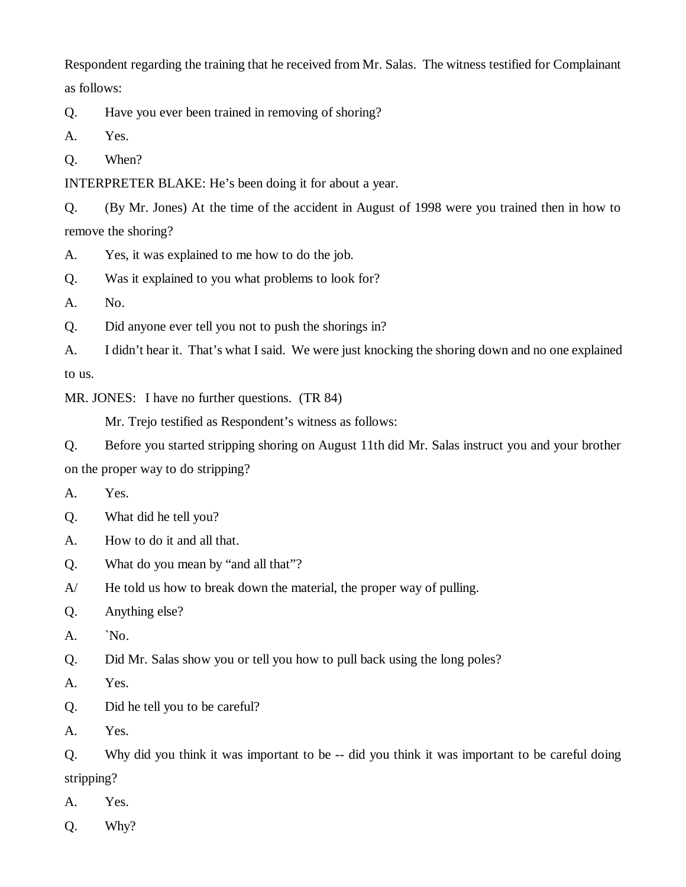Respondent regarding the training that he received from Mr. Salas. The witness testified for Complainant as follows:

Q. Have you ever been trained in removing of shoring?

A. Yes.

Q. When?

INTERPRETER BLAKE: He's been doing it for about a year.

Q. (By Mr. Jones) At the time of the accident in August of 1998 were you trained then in how to remove the shoring?

A. Yes, it was explained to me how to do the job.

Q. Was it explained to you what problems to look for?

A. No.

Q. Did anyone ever tell you not to push the shorings in?

A. I didn't hear it. That's what I said. We were just knocking the shoring down and no one explained to us.

MR. JONES: I have no further questions. (TR 84)

Mr. Trejo testified as Respondent's witness as follows:

Q. Before you started stripping shoring on August 11th did Mr. Salas instruct you and your brother on the proper way to do stripping?

A. Yes.

Q. What did he tell you?

A. How to do it and all that.

Q. What do you mean by "and all that"?

A/ He told us how to break down the material, the proper way of pulling.

Q. Anything else?

A. `No.

Q. Did Mr. Salas show you or tell you how to pull back using the long poles?

A. Yes.

Q. Did he tell you to be careful?

A. Yes.

Q. Why did you think it was important to be -- did you think it was important to be careful doing stripping?

A. Yes.

Q. Why?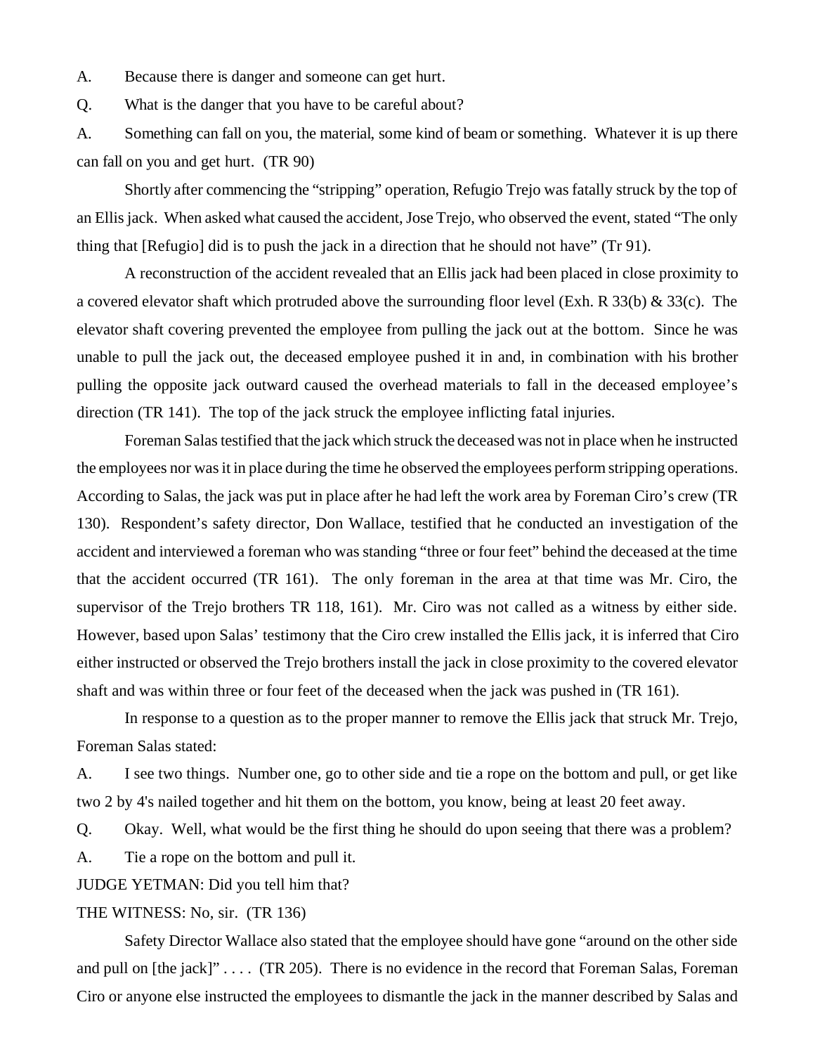A. Because there is danger and someone can get hurt.

Q. What is the danger that you have to be careful about?

A. Something can fall on you, the material, some kind of beam or something. Whatever it is up there can fall on you and get hurt. (TR 90)

Shortly after commencing the "stripping" operation, Refugio Trejo was fatally struck by the top of an Ellis jack. When asked what caused the accident, Jose Trejo, who observed the event, stated "The only thing that [Refugio] did is to push the jack in a direction that he should not have" (Tr 91).

A reconstruction of the accident revealed that an Ellis jack had been placed in close proximity to a covered elevator shaft which protruded above the surrounding floor level (Exh. R 33(b) & 33(c). The elevator shaft covering prevented the employee from pulling the jack out at the bottom. Since he was unable to pull the jack out, the deceased employee pushed it in and, in combination with his brother pulling the opposite jack outward caused the overhead materials to fall in the deceased employee's direction (TR 141). The top of the jack struck the employee inflicting fatal injuries.

Foreman Salas testified that the jack which struck the deceased was not in place when he instructed the employees nor was it in place during the time he observed the employees perform stripping operations. According to Salas, the jack was put in place after he had left the work area by Foreman Ciro's crew (TR 130). Respondent's safety director, Don Wallace, testified that he conducted an investigation of the accident and interviewed a foreman who was standing "three or four feet" behind the deceased at the time that the accident occurred (TR 161). The only foreman in the area at that time was Mr. Ciro, the supervisor of the Trejo brothers TR 118, 161). Mr. Ciro was not called as a witness by either side. However, based upon Salas' testimony that the Ciro crew installed the Ellis jack, it is inferred that Ciro either instructed or observed the Trejo brothers install the jack in close proximity to the covered elevator shaft and was within three or four feet of the deceased when the jack was pushed in (TR 161).

In response to a question as to the proper manner to remove the Ellis jack that struck Mr. Trejo, Foreman Salas stated:

A. I see two things. Number one, go to other side and tie a rope on the bottom and pull, or get like two 2 by 4's nailed together and hit them on the bottom, you know, being at least 20 feet away.

Q. Okay. Well, what would be the first thing he should do upon seeing that there was a problem?

A. Tie a rope on the bottom and pull it.

JUDGE YETMAN: Did you tell him that?

THE WITNESS: No, sir. (TR 136)

Safety Director Wallace also stated that the employee should have gone "around on the other side and pull on [the jack]" . . . . (TR 205). There is no evidence in the record that Foreman Salas, Foreman Ciro or anyone else instructed the employees to dismantle the jack in the manner described by Salas and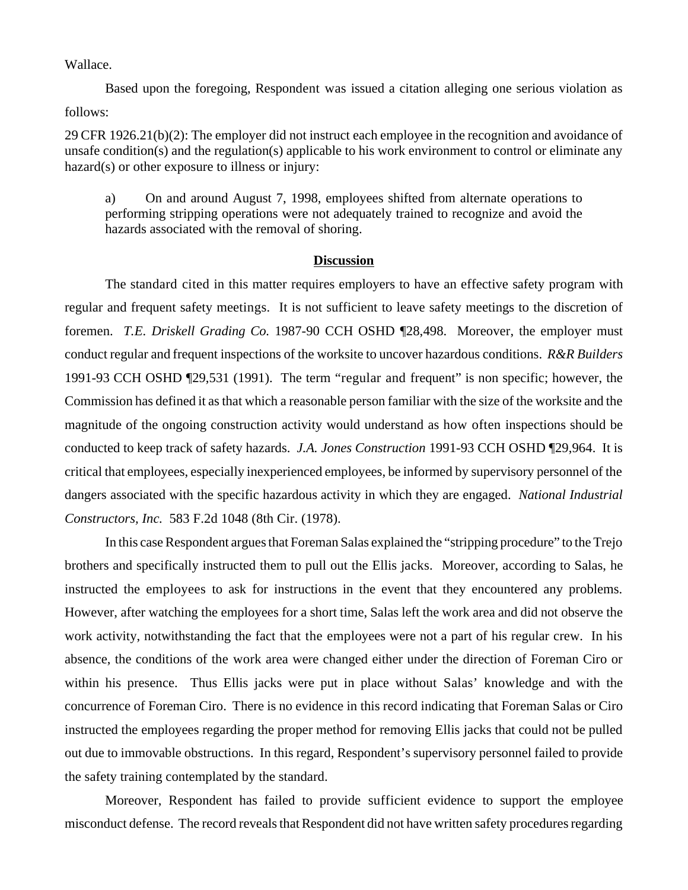Wallace.

Based upon the foregoing, Respondent was issued a citation alleging one serious violation as follows:

29 CFR 1926.21(b)(2): The employer did not instruct each employee in the recognition and avoidance of unsafe condition(s) and the regulation(s) applicable to his work environment to control or eliminate any hazard(s) or other exposure to illness or injury:

> a) On and around August 7, 1998, employees shifted from alternate operations to performing stripping operations were not adequately trained to recognize and avoid the hazards associated with the removal of shoring.

## Discussion

The standard cited in this matter requires employers to have an effective safety program with regular and frequent safety meetings. It is not sufficient to leave safety meetings to the discretion of foremen. *T.E. Driskell Grading Co.* 1987-90 CCH OSHD ¶28,498. Moreover, the employer must conduct regular and frequent inspections of the worksite to uncover hazardous conditions. *R&R Builders* 1991-93 CCH OSHD ¶29,531 (1991). The term "regular and frequent" is non specific; however, the Commission has defined it as that which a reasonable person familiar with the size of the worksite and the magnitude of the ongoing construction activity would understand as how often inspections should be conducted to keep track of safety hazards. *J.A. Jones Construction* 1991-93 CCH OSHD ¶29,964. It is critical that employees, especially inexperienced employees, be informed by supervisory personnel of the dangers associated with the specific hazardous activity in which they are engaged. *National Industrial Constructors, Inc.* 583 F.2d 1048 (8th Cir. (1978).

In this case Respondent argues that Foreman Salas explained the "stripping procedure" to the Trejo brothers and specifically instructed them to pull out the Ellis jacks. Moreover, according to Salas, he instructed the employees to ask for instructions in the event that they encountered any problems. However, after watching the employees for a short time, Salas left the work area and did not observe the work activity, notwithstanding the fact that the employees were not a part of his regular crew. In his absence, the conditions of the work area were changed either under the direction of Foreman Ciro or within his presence. Thus Ellis jacks were put in place without Salas' knowledge and with the concurrence of Foreman Ciro. There is no evidence in this record indicating that Foreman Salas or Ciro instructed the employees regarding the proper method for removing Ellis jacks that could not be pulled out due to immovable obstructions. In this regard, Respondent's supervisory personnel failed to provide the safety training contemplated by the standard.

Moreover, Respondent has failed to provide sufficient evidence to support the employee misconduct defense. The record reveals that Respondent did not have written safety procedures regarding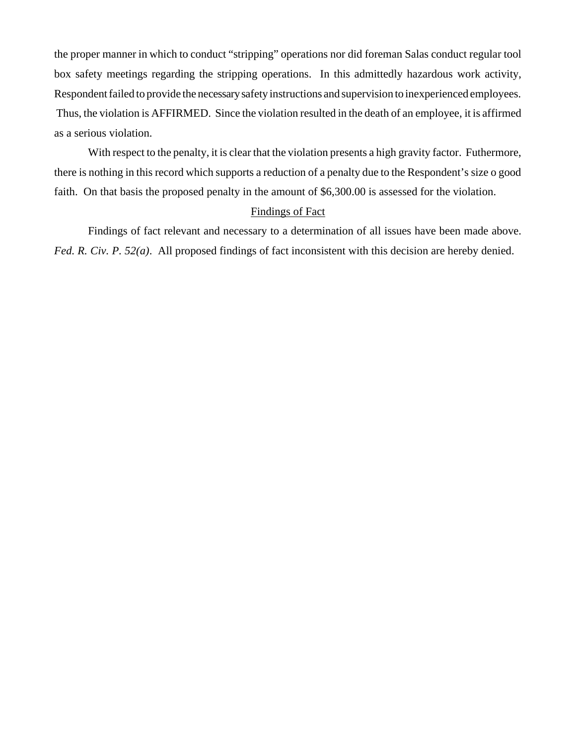the proper manner in which to conduct "stripping" operations nor did foreman Salas conduct regular tool box safety meetings regarding the stripping operations. In this admittedly hazardous work activity, Respondent failed to provide the necessary safety instructions and supervision to inexperienced employees. Thus, the violation is AFFIRMED. Since the violation resulted in the death of an employee, it is affirmed as a serious violation.

With respect to the penalty, it is clear that the violation presents a high gravity factor. Futhermore, there is nothing in this record which supports a reduction of a penalty due to the Respondent's size o good faith. On that basis the proposed penalty in the amount of $6,300.00 is assessed for the violation.

<u>Findings of Fact</u>

Findings of fact relevant and necessary to a determination of all issues have been made above. *Fed. R. Civ. P. 52(a)*. All proposed findings of fact inconsistent with this decision are hereby denied.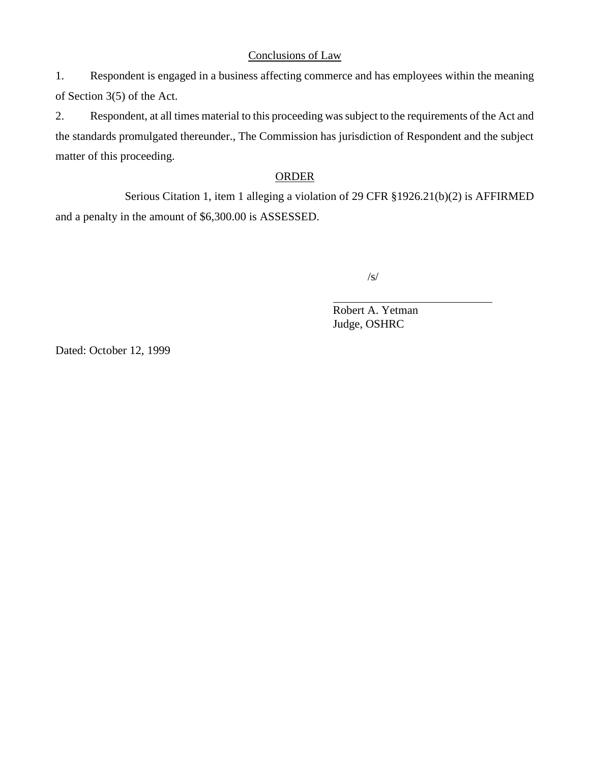## Conclusions of Law

1. Respondent is engaged in a business affecting commerce and has employees within the meaning of Section 3(5) of the Act.

2. Respondent, at all times material to this proceeding was subject to the requirements of the Act and the standards promulgated thereunder., The Commission has jurisdiction of Respondent and the subject matter of this proceeding.

## ORDER

Serious Citation 1, item 1 alleging a violation of 29 CFR §1926.21(b)(2) is AFFIRMED and a penalty in the amount of $6,300.00 is ASSESSED.

/s/

Robert A. Yetman
Judge, OSHRC

Dated: October 12, 1999